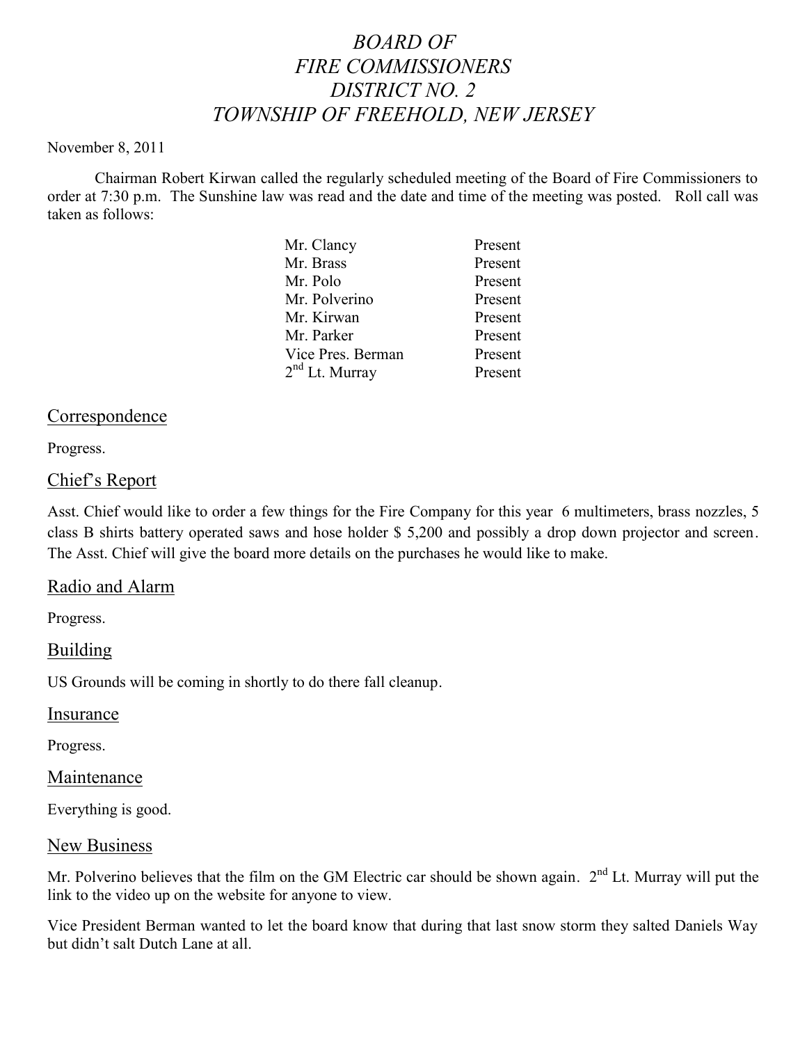# *BOARD OF FIRE COMMISSIONERS DISTRICT NO. 2 TOWNSHIP OF FREEHOLD, NEW JERSEY*

November 8, 2011

Chairman Robert Kirwan called the regularly scheduled meeting of the Board of Fire Commissioners to order at 7:30 p.m. The Sunshine law was read and the date and time of the meeting was posted. Roll call was taken as follows:

| | |
|---|---|
| Mr. Clancy | Present |
| Mr. Brass | Present |
| Mr. Polo | Present |
| Mr. Polverino | Present |
| Mr. Kirwan | Present |
| Mr. Parker | Present |
| Vice Pres. Berman | Present |
| 2nd Lt. Murray | Present |

## Correspondence

Progress.

## Chief's Report

Asst. Chief would like to order a few things for the Fire Company for this year 6 multimeters, brass nozzles, 5 class B shirts battery operated saws and hose holder $ 5,200 and possibly a drop down projector and screen. The Asst. Chief will give the board more details on the purchases he would like to make.

## Radio and Alarm

Progress.

## Building

US Grounds will be coming in shortly to do there fall cleanup.

## Insurance

Progress.

## Maintenance

Everything is good.

## New Business

Mr. Polverino believes that the film on the GM Electric car should be shown again. 2nd Lt. Murray will put the link to the video up on the website for anyone to view.

Vice President Berman wanted to let the board know that during that last snow storm they salted Daniels Way but didn't salt Dutch Lane at all.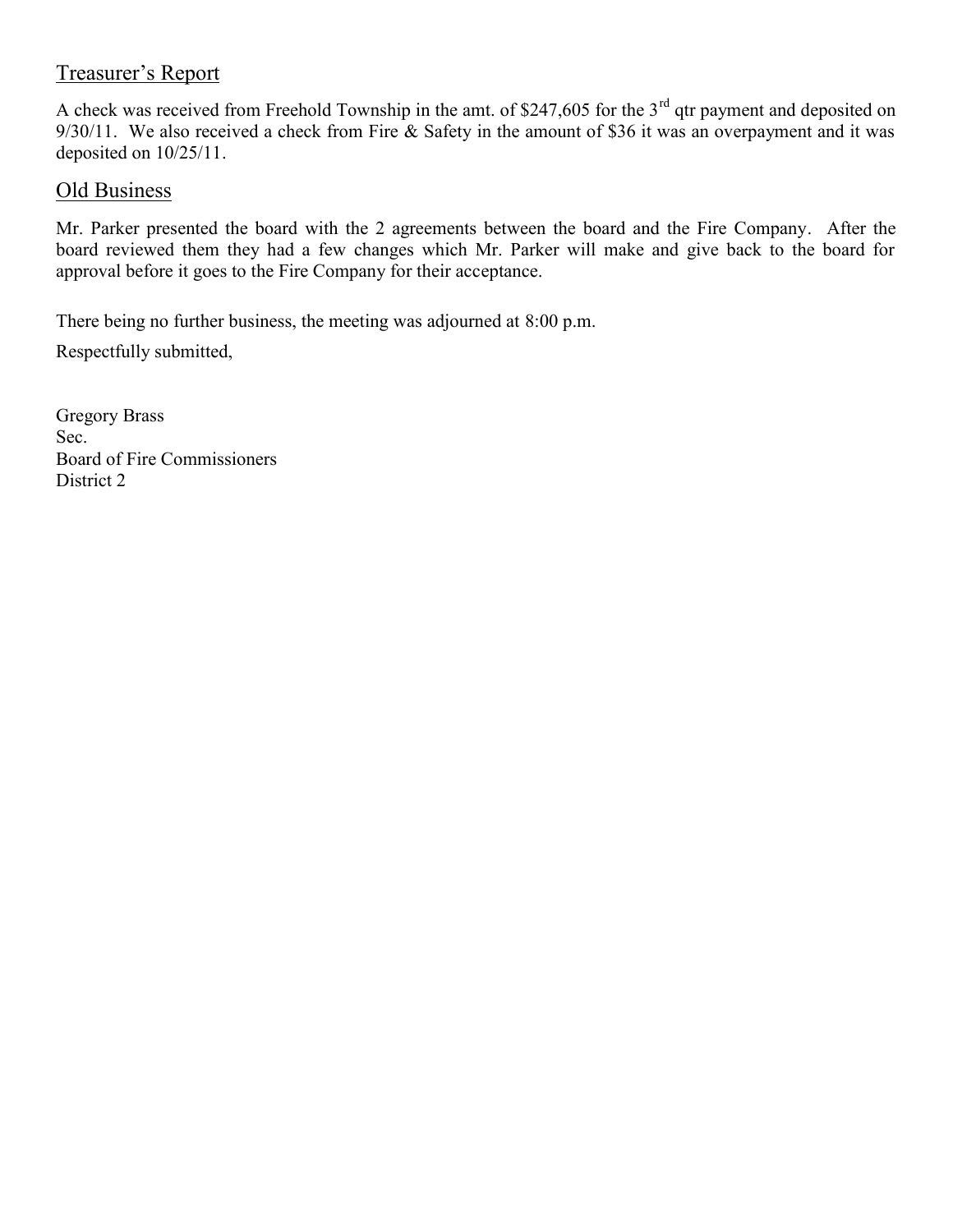## Treasurer's Report

A check was received from Freehold Township in the amt. of $247,605 for the 3rd qtr payment and deposited on 9/30/11. We also received a check from Fire & Safety in the amount of $36 it was an overpayment and it was deposited on 10/25/11.

## Old Business

Mr. Parker presented the board with the 2 agreements between the board and the Fire Company. After the board reviewed them they had a few changes which Mr. Parker will make and give back to the board for approval before it goes to the Fire Company for their acceptance.

There being no further business, the meeting was adjourned at 8:00 p.m.

Respectfully submitted,

Gregory Brass
Sec.
Board of Fire Commissioners
District 2